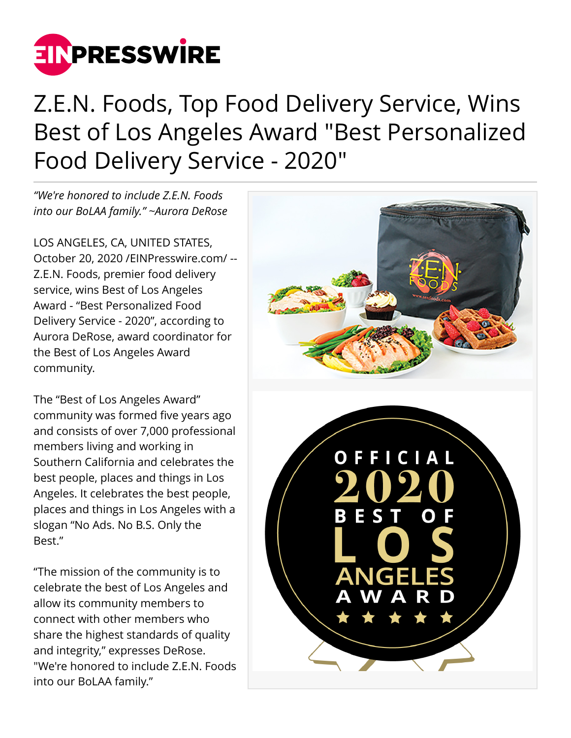# Z.E.N. Foods, Top Food Delivery Service, Wins Best of Los Angeles Award "Best Personalized Food Delivery Service - 2020"

*"We're honored to include Z.E.N. Foods into our BoLAA family." ~Aurora DeRose*

LOS ANGELES, CA, UNITED STATES, October 20, 2020 /EINPresswire.com/ -- Z.E.N. Foods, premier food delivery service, wins Best of Los Angeles Award - "Best Personalized Food Delivery Service - 2020", according to Aurora DeRose, award coordinator for the Best of Los Angeles Award community.

The "Best of Los Angeles Award" community was formed five years ago and consists of over 7,000 professional members living and working in Southern California and celebrates the best people, places and things in Los Angeles. It celebrates the best people, places and things in Los Angeles with a slogan "No Ads. No B.S. Only the Best."

"The mission of the community is to celebrate the best of Los Angeles and allow its community members to connect with other members who share the highest standards of quality and integrity," expresses DeRose. "We're honored to include Z.E.N. Foods into our BoLAA family."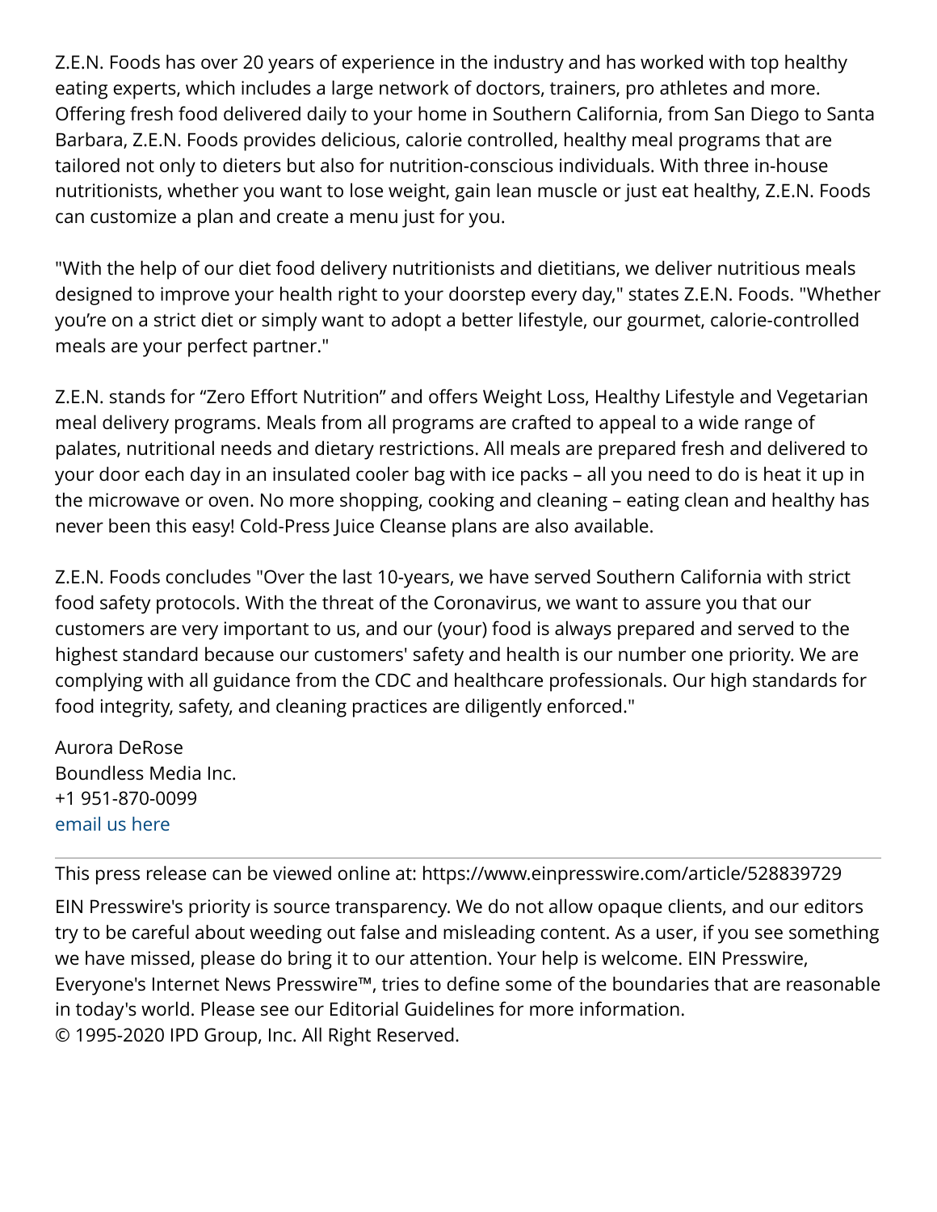Z.E.N. Foods has over 20 years of experience in the industry and has worked with top healthy eating experts, which includes a large network of doctors, trainers, pro athletes and more. Offering fresh food delivered daily to your home in Southern California, from San Diego to Santa Barbara, Z.E.N. Foods provides delicious, calorie controlled, healthy meal programs that are tailored not only to dieters but also for nutrition-conscious individuals. With three in-house nutritionists, whether you want to lose weight, gain lean muscle or just eat healthy, Z.E.N. Foods can customize a plan and create a menu just for you.

"With the help of our diet food delivery nutritionists and dietitians, we deliver nutritious meals designed to improve your health right to your doorstep every day," states Z.E.N. Foods. "Whether you're on a strict diet or simply want to adopt a better lifestyle, our gourmet, calorie-controlled meals are your perfect partner."

Z.E.N. stands for "Zero Effort Nutrition" and offers Weight Loss, Healthy Lifestyle and Vegetarian meal delivery programs. Meals from all programs are crafted to appeal to a wide range of palates, nutritional needs and dietary restrictions. All meals are prepared fresh and delivered to your door each day in an insulated cooler bag with ice packs – all you need to do is heat it up in the microwave or oven. No more shopping, cooking and cleaning – eating clean and healthy has never been this easy! Cold-Press Juice Cleanse plans are also available.

Z.E.N. Foods concludes "Over the last 10-years, we have served Southern California with strict food safety protocols. With the threat of the Coronavirus, we want to assure you that our customers are very important to us, and our (your) food is always prepared and served to the highest standard because our customers' safety and health is our number one priority. We are complying with all guidance from the CDC and healthcare professionals. Our high standards for food integrity, safety, and cleaning practices are diligently enforced."

Aurora DeRose
Boundless Media Inc.
+1 951-870-0099
email us here

---

This press release can be viewed online at: https://www.einpresswire.com/article/528839729

EIN Presswire's priority is source transparency. We do not allow opaque clients, and our editors try to be careful about weeding out false and misleading content. As a user, if you see something we have missed, please do bring it to our attention. Your help is welcome. EIN Presswire, Everyone's Internet News Presswire™, tries to define some of the boundaries that are reasonable in today's world. Please see our Editorial Guidelines for more information.
© 1995-2020 IPD Group, Inc. All Right Reserved.